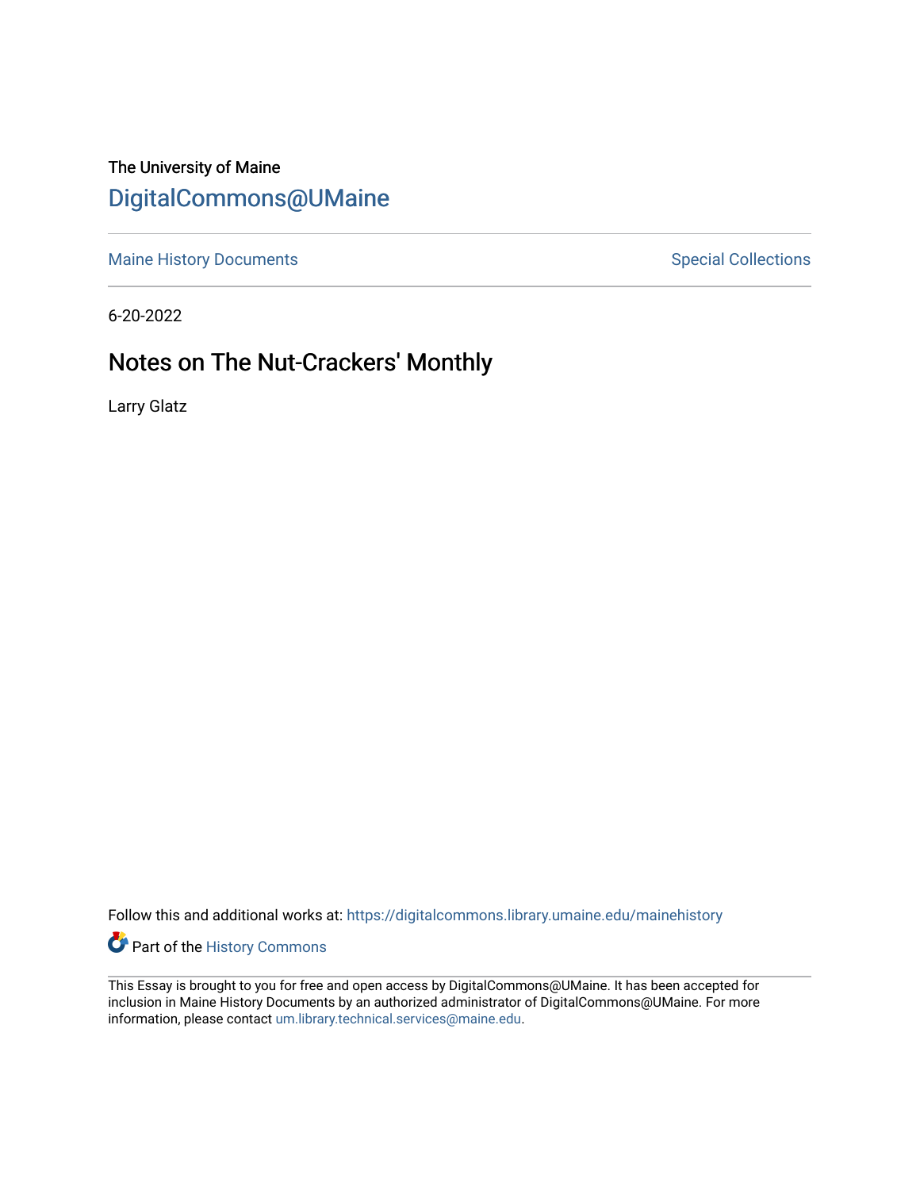The University of Maine

# DigitalCommons@UMaine

Maine History Documents

Special Collections

6-20-2022

## Notes on The Nut-Crackers' Monthly

Larry Glatz

Follow this and additional works at: https://digitalcommons.library.umaine.edu/mainehistory

Part of the History Commons

This Essay is brought to you for free and open access by DigitalCommons@UMaine. It has been accepted for inclusion in Maine History Documents by an authorized administrator of DigitalCommons@UMaine. For more information, please contact um.library.technical.services@maine.edu.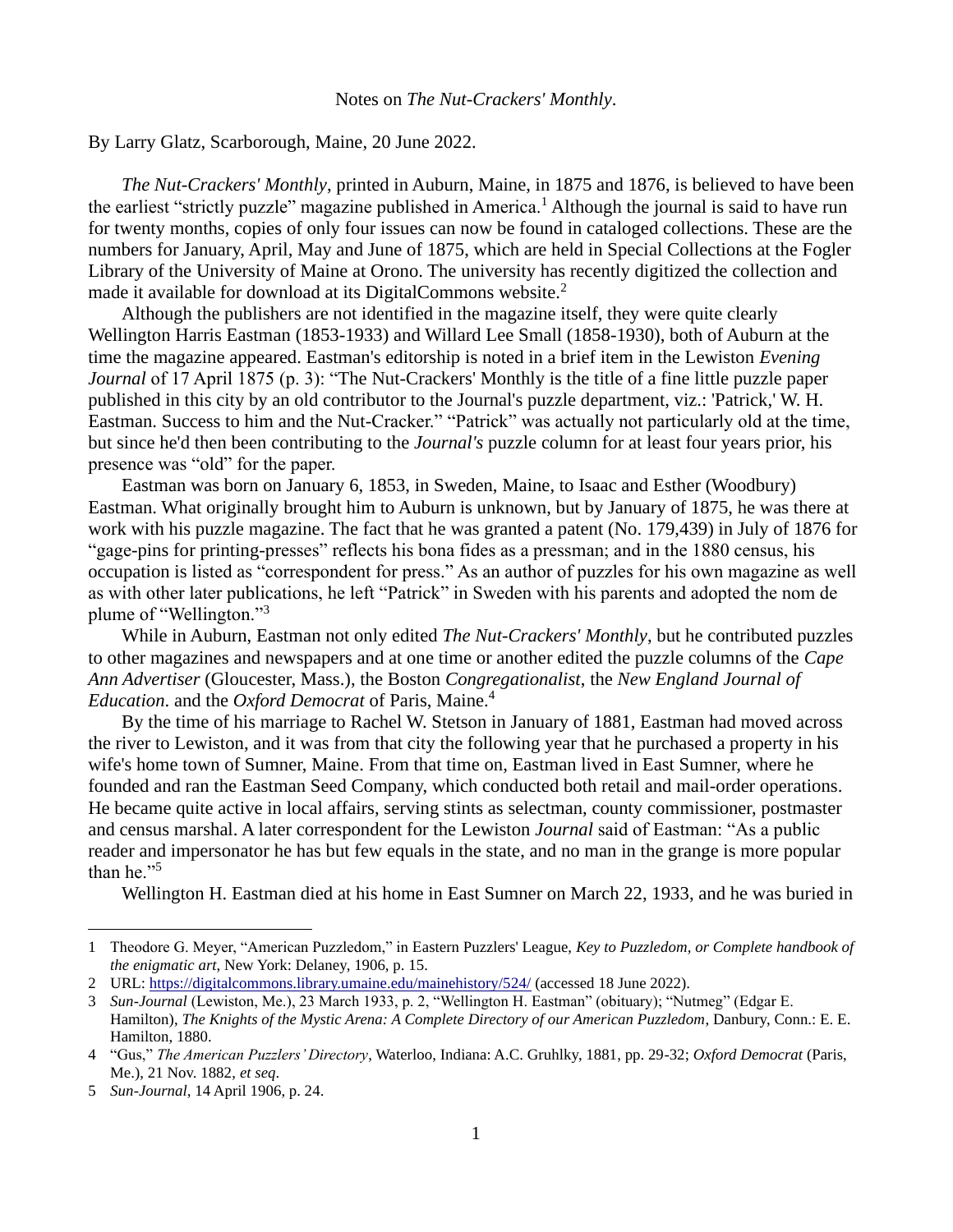Notes on *The Nut-Crackers' Monthly*.

By Larry Glatz, Scarborough, Maine, 20 June 2022.

*The Nut-Crackers' Monthly*, printed in Auburn, Maine, in 1875 and 1876, is believed to have been the earliest "strictly puzzle" magazine published in America.[1] Although the journal is said to have run for twenty months, copies of only four issues can now be found in cataloged collections. These are the numbers for January, April, May and June of 1875, which are held in Special Collections at the Fogler Library of the University of Maine at Orono. The university has recently digitized the collection and made it available for download at its DigitalCommons website.[2]

Although the publishers are not identified in the magazine itself, they were quite clearly Wellington Harris Eastman (1853-1933) and Willard Lee Small (1858-1930), both of Auburn at the time the magazine appeared. Eastman's editorship is noted in a brief item in the Lewiston *Evening Journal* of 17 April 1875 (p. 3): "The Nut-Crackers' Monthly is the title of a fine little puzzle paper published in this city by an old contributor to the Journal's puzzle department, viz.: 'Patrick,' W. H. Eastman. Success to him and the Nut-Cracker." "Patrick" was actually not particularly old at the time, but since he'd then been contributing to the *Journal's* puzzle column for at least four years prior, his presence was "old" for the paper.

Eastman was born on January 6, 1853, in Sweden, Maine, to Isaac and Esther (Woodbury) Eastman. What originally brought him to Auburn is unknown, but by January of 1875, he was there at work with his puzzle magazine. The fact that he was granted a patent (No. 179,439) in July of 1876 for "gage-pins for printing-presses" reflects his bona fides as a pressman; and in the 1880 census, his occupation is listed as "correspondent for press." As an author of puzzles for his own magazine as well as with other later publications, he left "Patrick" in Sweden with his parents and adopted the nom de plume of "Wellington."[3]

While in Auburn, Eastman not only edited *The Nut-Crackers' Monthly*, but he contributed puzzles to other magazines and newspapers and at one time or another edited the puzzle columns of the *Cape Ann Advertiser* (Gloucester, Mass.), the Boston *Congregationalist*, the *New England Journal of Education*. and the *Oxford Democrat* of Paris, Maine.[4]

By the time of his marriage to Rachel W. Stetson in January of 1881, Eastman had moved across the river to Lewiston, and it was from that city the following year that he purchased a property in his wife's home town of Sumner, Maine. From that time on, Eastman lived in East Sumner, where he founded and ran the Eastman Seed Company, which conducted both retail and mail-order operations. He became quite active in local affairs, serving stints as selectman, county commissioner, postmaster and census marshal. A later correspondent for the Lewiston *Journal* said of Eastman: "As a public reader and impersonator he has but few equals in the state, and no man in the grange is more popular than he."[5]

Wellington H. Eastman died at his home in East Sumner on March 22, 1933, and he was buried in

---

1 Theodore G. Meyer, "American Puzzledom," in Eastern Puzzlers' League, *Key to Puzzledom, or Complete handbook of the enigmatic art*, New York: Delaney, 1906, p. 15.

2 URL: https://digitalcommons.library.umaine.edu/mainehistory/524/ (accessed 18 June 2022).

3 *Sun-Journal* (Lewiston, Me.), 23 March 1933, p. 2, "Wellington H. Eastman" (obituary); "Nutmeg" (Edgar E. Hamilton), *The Knights of the Mystic Arena: A Complete Directory of our American Puzzledom*, Danbury, Conn.: E. E. Hamilton, 1880.

4 "Gus," *The American Puzzlers' Directory*, Waterloo, Indiana: A.C. Gruhlky, 1881, pp. 29-32; *Oxford Democrat* (Paris, Me.), 21 Nov. 1882, *et seq*.

5 *Sun-Journal*, 14 April 1906, p. 24.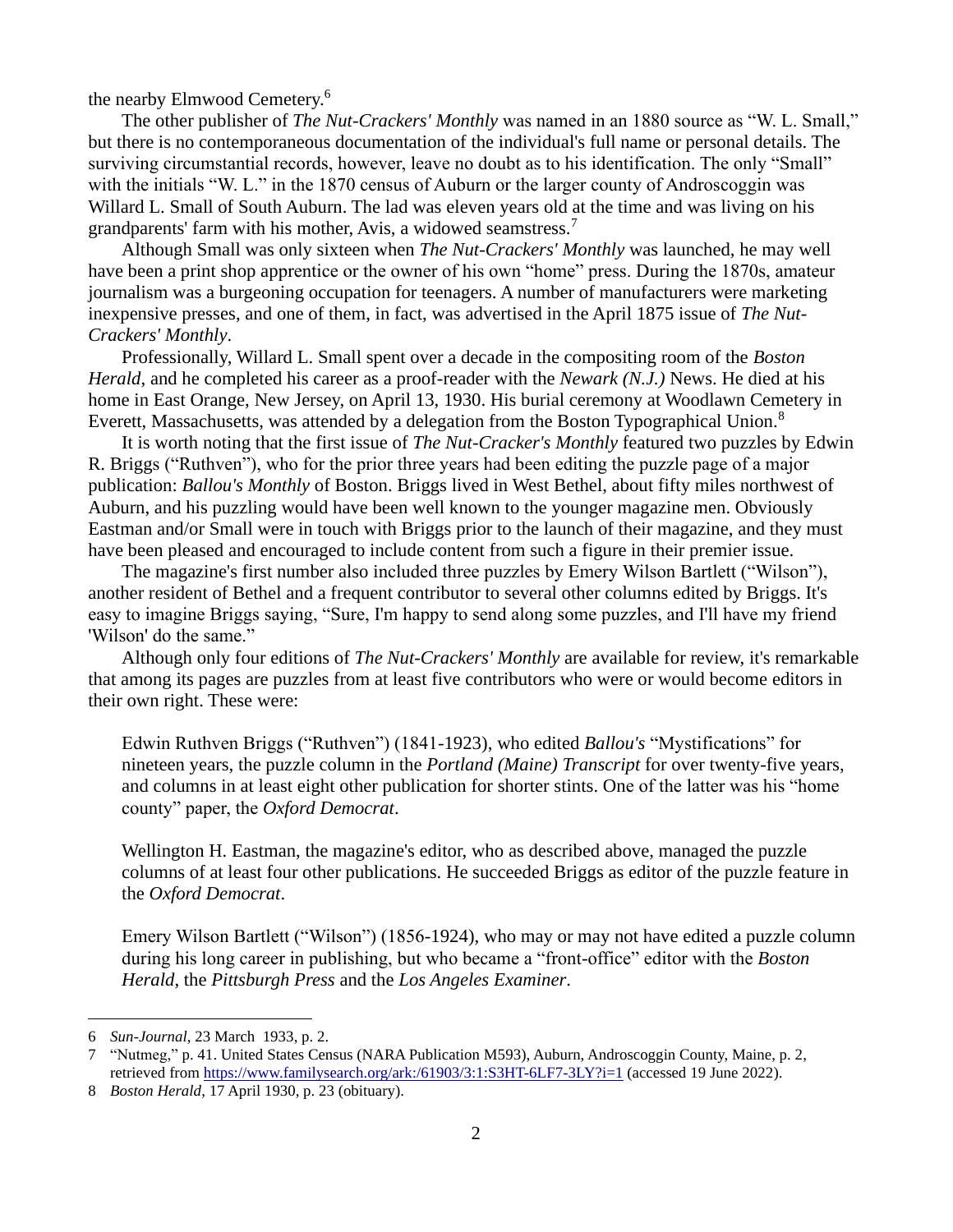the nearby Elmwood Cemetery.[6]

The other publisher of *The Nut-Crackers' Monthly* was named in an 1880 source as "W. L. Small," but there is no contemporaneous documentation of the individual's full name or personal details. The surviving circumstantial records, however, leave no doubt as to his identification. The only "Small" with the initials "W. L." in the 1870 census of Auburn or the larger county of Androscoggin was Willard L. Small of South Auburn. The lad was eleven years old at the time and was living on his grandparents' farm with his mother, Avis, a widowed seamstress.[7]

Although Small was only sixteen when *The Nut-Crackers' Monthly* was launched, he may well have been a print shop apprentice or the owner of his own "home" press. During the 1870s, amateur journalism was a burgeoning occupation for teenagers. A number of manufacturers were marketing inexpensive presses, and one of them, in fact, was advertised in the April 1875 issue of *The Nut-Crackers' Monthly*.

Professionally, Willard L. Small spent over a decade in the compositing room of the *Boston Herald*, and he completed his career as a proof-reader with the *Newark (N.J.)* News. He died at his home in East Orange, New Jersey, on April 13, 1930. His burial ceremony at Woodlawn Cemetery in Everett, Massachusetts, was attended by a delegation from the Boston Typographical Union.[8]

It is worth noting that the first issue of *The Nut-Cracker's Monthly* featured two puzzles by Edwin R. Briggs ("Ruthven"), who for the prior three years had been editing the puzzle page of a major publication: *Ballou's Monthly* of Boston. Briggs lived in West Bethel, about fifty miles northwest of Auburn, and his puzzling would have been well known to the younger magazine men. Obviously Eastman and/or Small were in touch with Briggs prior to the launch of their magazine, and they must have been pleased and encouraged to include content from such a figure in their premier issue.

The magazine's first number also included three puzzles by Emery Wilson Bartlett ("Wilson"), another resident of Bethel and a frequent contributor to several other columns edited by Briggs. It's easy to imagine Briggs saying, "Sure, I'm happy to send along some puzzles, and I'll have my friend 'Wilson' do the same."

Although only four editions of *The Nut-Crackers' Monthly* are available for review, it's remarkable that among its pages are puzzles from at least five contributors who were or would become editors in their own right. These were:

> Edwin Ruthven Briggs ("Ruthven") (1841-1923), who edited *Ballou's* "Mystifications" for nineteen years, the puzzle column in the *Portland (Maine) Transcript* for over twenty-five years, and columns in at least eight other publication for shorter stints. One of the latter was his "home county" paper, the *Oxford Democrat*.
>
> Wellington H. Eastman, the magazine's editor, who as described above, managed the puzzle columns of at least four other publications. He succeeded Briggs as editor of the puzzle feature in the *Oxford Democrat*.
>
> Emery Wilson Bartlett ("Wilson") (1856-1924), who may or may not have edited a puzzle column during his long career in publishing, but who became a "front-office" editor with the *Boston Herald*, the *Pittsburgh Press* and the *Los Angeles Examiner*.

---

6 *Sun-Journal*, 23 March 1933, p. 2.

7 "Nutmeg," p. 41. United States Census (NARA Publication M593), Auburn, Androscoggin County, Maine, p. 2, retrieved from https://www.familysearch.org/ark:/61903/3:1:S3HT-6LF7-3LY?i=1 (accessed 19 June 2022).

8 *Boston Herald*, 17 April 1930, p. 23 (obituary).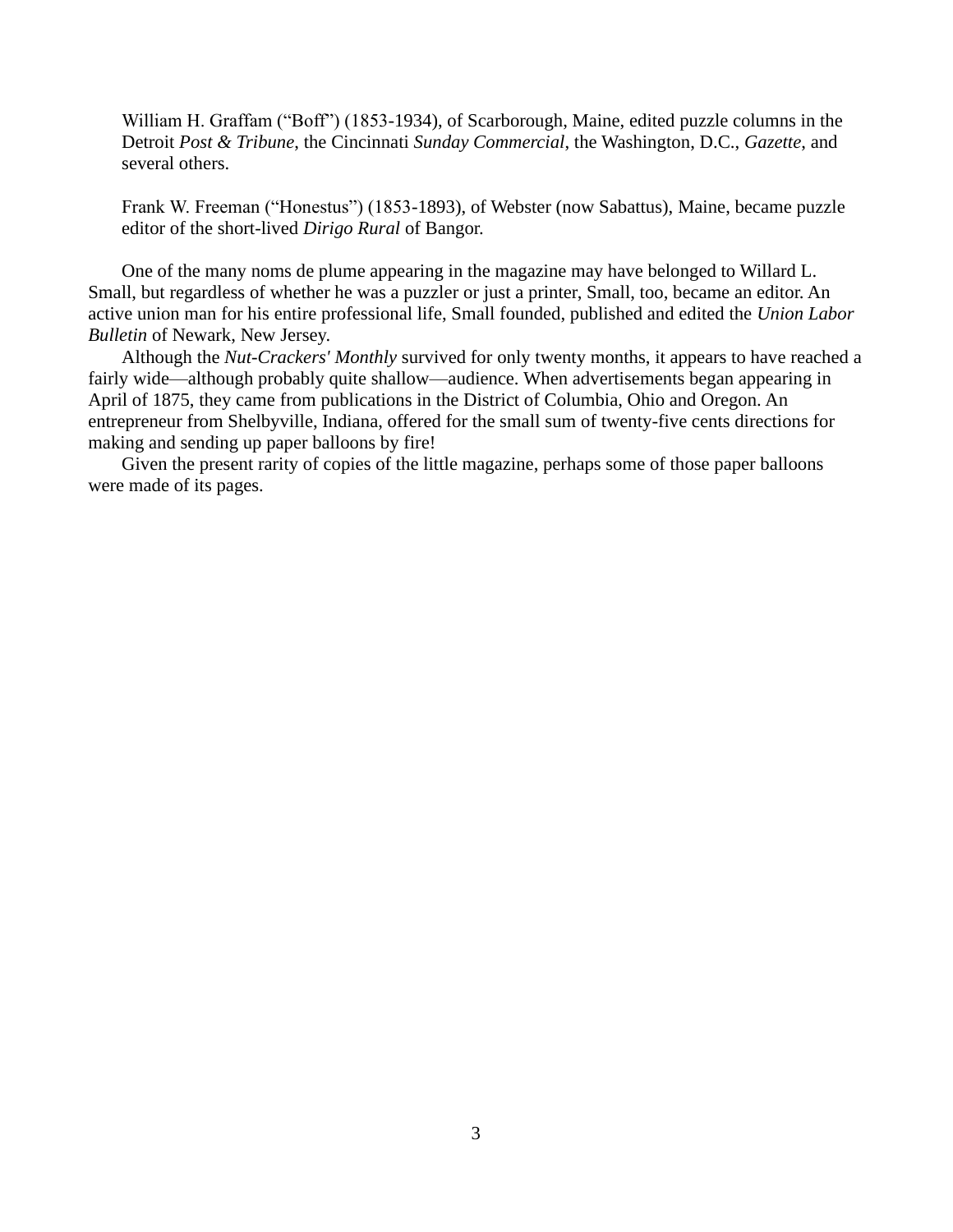William H. Graffam (“Boff”) (1853-1934), of Scarborough, Maine, edited puzzle columns in the Detroit *Post & Tribune*, the Cincinnati *Sunday Commercial*, the Washington, D.C., *Gazette*, and several others.

Frank W. Freeman (“Honestus”) (1853-1893), of Webster (now Sabattus), Maine, became puzzle editor of the short-lived *Dirigo Rural* of Bangor.

One of the many noms de plume appearing in the magazine may have belonged to Willard L. Small, but regardless of whether he was a puzzler or just a printer, Small, too, became an editor. An active union man for his entire professional life, Small founded, published and edited the *Union Labor Bulletin* of Newark, New Jersey.

Although the *Nut-Crackers' Monthly* survived for only twenty months, it appears to have reached a fairly wide—although probably quite shallow—audience. When advertisements began appearing in April of 1875, they came from publications in the District of Columbia, Ohio and Oregon. An entrepreneur from Shelbyville, Indiana, offered for the small sum of twenty-five cents directions for making and sending up paper balloons by fire!

Given the present rarity of copies of the little magazine, perhaps some of those paper balloons were made of its pages.